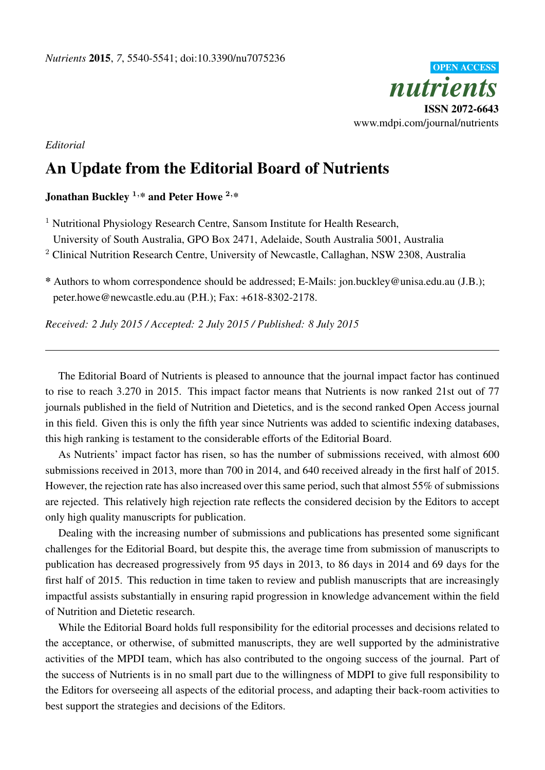*Editorial*

# An Update from the Editorial Board of Nutrients

**Jonathan Buckley [1,]* and Peter Howe [2,]***

[1] Nutritional Physiology Research Centre, Sansom Institute for Health Research, University of South Australia, GPO Box 2471, Adelaide, South Australia 5001, Australia

[2] Clinical Nutrition Research Centre, University of Newcastle, Callaghan, NSW 2308, Australia

**\*** Authors to whom correspondence should be addressed; E-Mails: jon.buckley@unisa.edu.au (J.B.); peter.howe@newcastle.edu.au (P.H.); Fax: +618-8302-2178.

*Received: 2 July 2015 / Accepted: 2 July 2015 / Published: 8 July 2015*

---

The Editorial Board of Nutrients is pleased to announce that the journal impact factor has continued to rise to reach 3.270 in 2015. This impact factor means that Nutrients is now ranked 21st out of 77 journals published in the field of Nutrition and Dietetics, and is the second ranked Open Access journal in this field. Given this is only the fifth year since Nutrients was added to scientific indexing databases, this high ranking is testament to the considerable efforts of the Editorial Board.

As Nutrients' impact factor has risen, so has the number of submissions received, with almost 600 submissions received in 2013, more than 700 in 2014, and 640 received already in the first half of 2015. However, the rejection rate has also increased over this same period, such that almost 55% of submissions are rejected. This relatively high rejection rate reflects the considered decision by the Editors to accept only high quality manuscripts for publication.

Dealing with the increasing number of submissions and publications has presented some significant challenges for the Editorial Board, but despite this, the average time from submission of manuscripts to publication has decreased progressively from 95 days in 2013, to 86 days in 2014 and 69 days for the first half of 2015. This reduction in time taken to review and publish manuscripts that are increasingly impactful assists substantially in ensuring rapid progression in knowledge advancement within the field of Nutrition and Dietetic research.

While the Editorial Board holds full responsibility for the editorial processes and decisions related to the acceptance, or otherwise, of submitted manuscripts, they are well supported by the administrative activities of the MPDI team, which has also contributed to the ongoing success of the journal. Part of the success of Nutrients is in no small part due to the willingness of MDPI to give full responsibility to the Editors for overseeing all aspects of the editorial process, and adapting their back-room activities to best support the strategies and decisions of the Editors.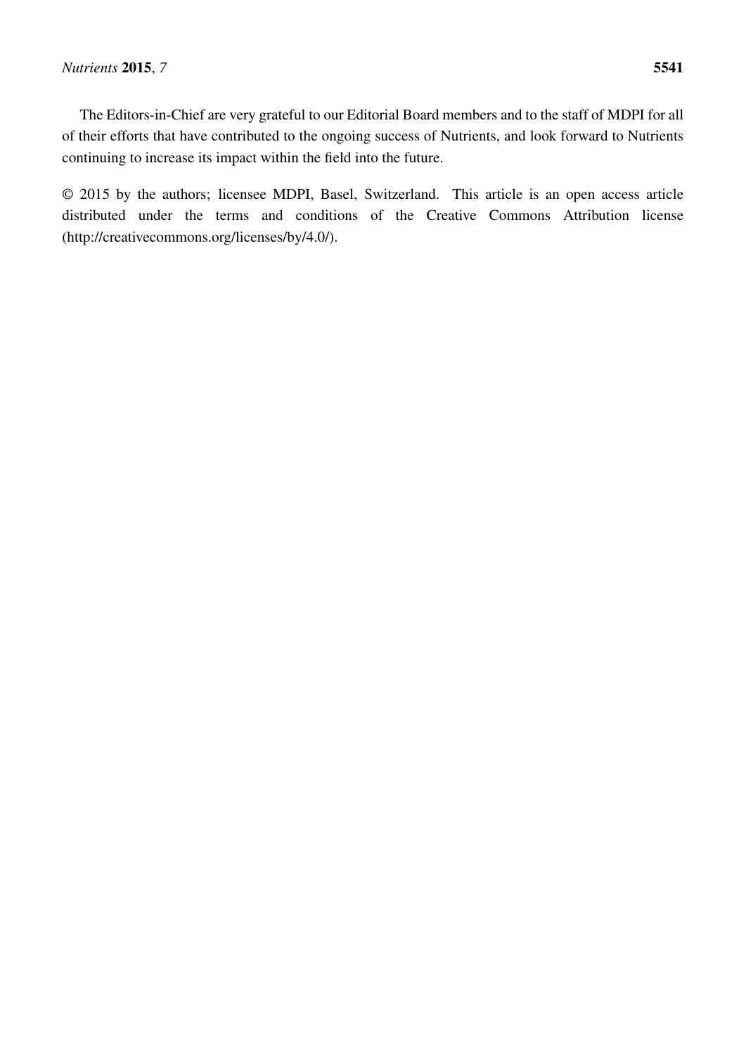The Editors-in-Chief are very grateful to our Editorial Board members and to the staff of MDPI for all of their efforts that have contributed to the ongoing success of Nutrients, and look forward to Nutrients continuing to increase its impact within the field into the future.

© 2015 by the authors; licensee MDPI, Basel, Switzerland. This article is an open access article distributed under the terms and conditions of the Creative Commons Attribution license (http://creativecommons.org/licenses/by/4.0/).